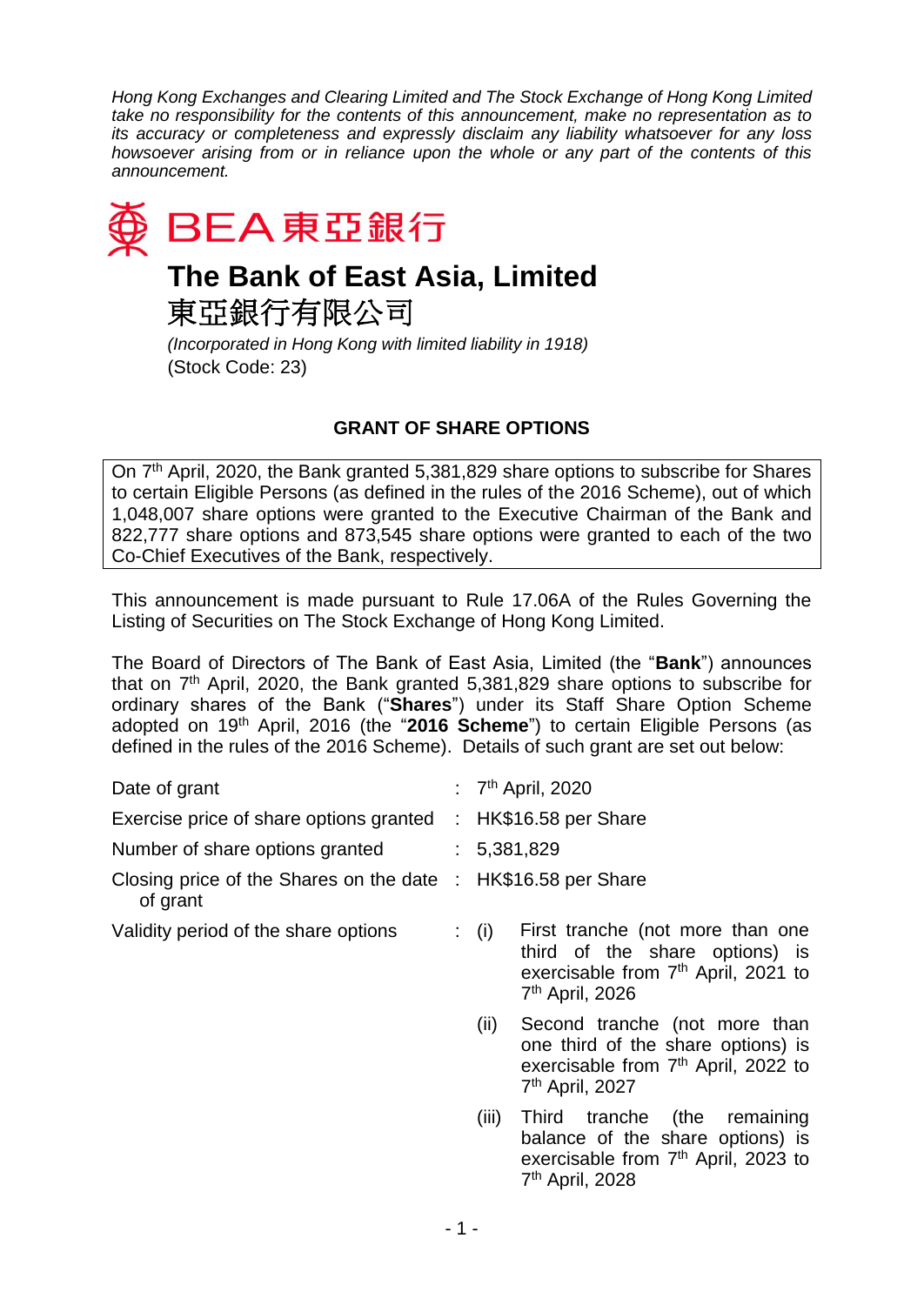*Hong Kong Exchanges and Clearing Limited and The Stock Exchange of Hong Kong Limited take no responsibility for the contents of this announcement, make no representation as to its accuracy or completeness and expressly disclaim any liability whatsoever for any loss howsoever arising from or in reliance upon the whole or any part of the contents of this announcement.*

BEA 東亞銀行

# The Bank of East Asia, Limited
# 東亞銀行有限公司

*(Incorporated in Hong Kong with limited liability in 1918)*
(Stock Code: 23)

## GRANT OF SHARE OPTIONS

On 7th April, 2020, the Bank granted 5,381,829 share options to subscribe for Shares to certain Eligible Persons (as defined in the rules of the 2016 Scheme), out of which 1,048,007 share options were granted to the Executive Chairman of the Bank and 822,777 share options and 873,545 share options were granted to each of the two Co-Chief Executives of the Bank, respectively.

This announcement is made pursuant to Rule 17.06A of the Rules Governing the Listing of Securities on The Stock Exchange of Hong Kong Limited.

The Board of Directors of The Bank of East Asia, Limited (the "**Bank**") announces that on 7th April, 2020, the Bank granted 5,381,829 share options to subscribe for ordinary shares of the Bank ("**Shares**") under its Staff Share Option Scheme adopted on 19th April, 2016 (the "**2016 Scheme**") to certain Eligible Persons (as defined in the rules of the 2016 Scheme). Details of such grant are set out below:

| | | |
|---|---|---|
| Date of grant | : | 7th April, 2020 |
| Exercise price of share options granted | : | HK$16.58 per Share |
| Number of share options granted | : | 5,381,829 |
| Closing price of the Shares on the date of grant | : | HK$16.58 per Share |
| Validity period of the share options | : | (i) First tranche (not more than one third of the share options) is exercisable from 7th April, 2021 to 7th April, 2026 |
| | | (ii) Second tranche (not more than one third of the share options) is exercisable from 7th April, 2022 to 7th April, 2027 |
| | | (iii) Third tranche (the remaining balance of the share options) is exercisable from 7th April, 2023 to 7th April, 2028 |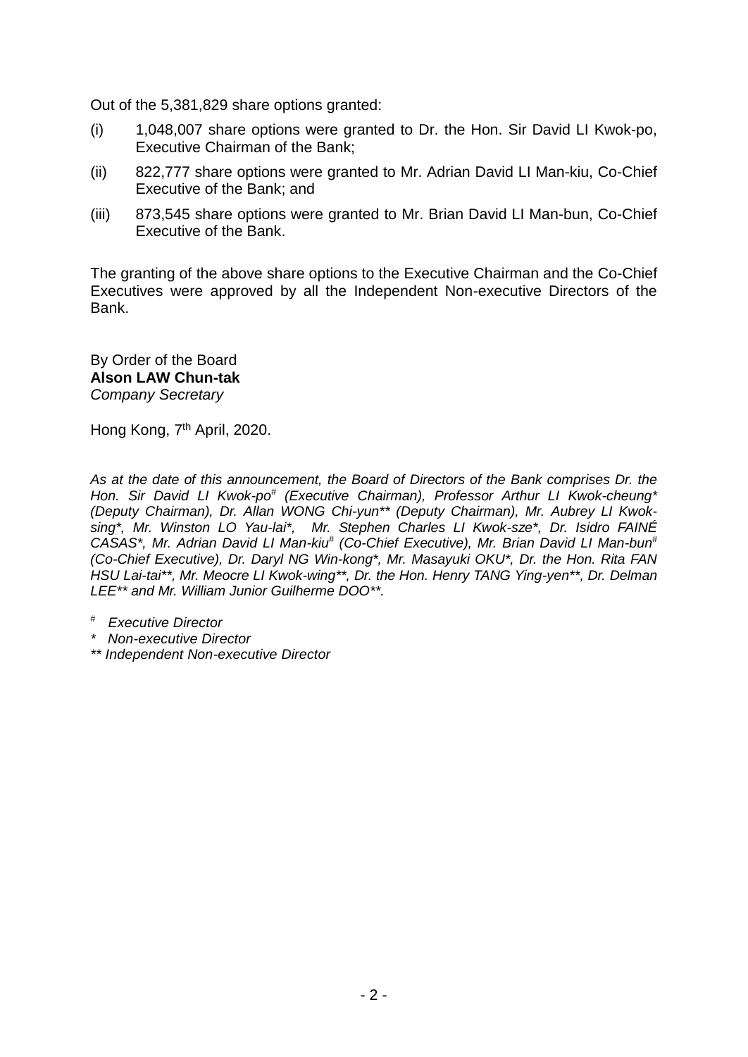Out of the 5,381,829 share options granted:

(i) 1,048,007 share options were granted to Dr. the Hon. Sir David LI Kwok-po, Executive Chairman of the Bank;

(ii) 822,777 share options were granted to Mr. Adrian David LI Man-kiu, Co-Chief Executive of the Bank; and

(iii) 873,545 share options were granted to Mr. Brian David LI Man-bun, Co-Chief Executive of the Bank.

The granting of the above share options to the Executive Chairman and the Co-Chief Executives were approved by all the Independent Non-executive Directors of the Bank.

By Order of the Board
**Alson LAW Chun-tak**
*Company Secretary*

Hong Kong, 7th April, 2020.

*As at the date of this announcement, the Board of Directors of the Bank comprises Dr. the Hon. Sir David LI Kwok-po# (Executive Chairman), Professor Arthur LI Kwok-cheung* (Deputy Chairman), Dr. Allan WONG Chi-yun** (Deputy Chairman), Mr. Aubrey LI Kwok-sing*, Mr. Winston LO Yau-lai*, Mr. Stephen Charles LI Kwok-sze*, Dr. Isidro FAINÉ CASAS*, Mr. Adrian David LI Man-kiu# (Co-Chief Executive), Mr. Brian David LI Man-bun# (Co-Chief Executive), Dr. Daryl NG Win-kong*, Mr. Masayuki OKU*, Dr. the Hon. Rita FAN HSU Lai-tai**, Mr. Meocre LI Kwok-wing**, Dr. the Hon. Henry TANG Ying-yen**, Dr. Delman LEE** and Mr. William Junior Guilherme DOO**.*

*# Executive Director*
** Non-executive Director*
*** Independent Non-executive Director*